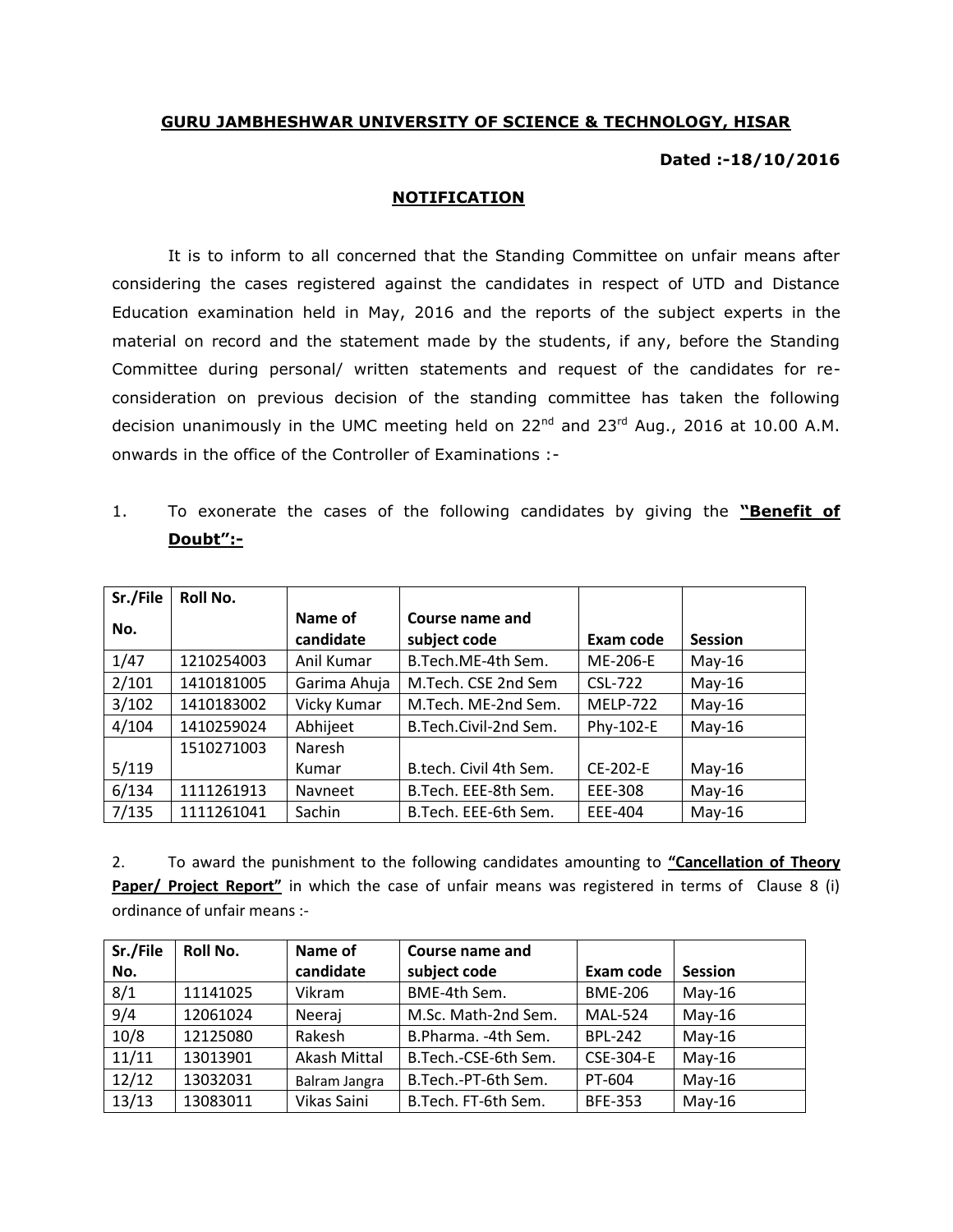**GURU JAMBHESHWAR UNIVERSITY OF SCIENCE & TECHNOLOGY, HISAR**

**Dated :-18/10/2016**

**NOTIFICATION**

It is to inform to all concerned that the Standing Committee on unfair means after considering the cases registered against the candidates in respect of UTD and Distance Education examination held in May, 2016 and the reports of the subject experts in the material on record and the statement made by the students, if any, before the Standing Committee during personal/ written statements and request of the candidates for re-consideration on previous decision of the standing committee has taken the following decision unanimously in the UMC meeting held on 22nd and 23rd Aug., 2016 at 10.00 A.M. onwards in the office of the Controller of Examinations :-

1. To exonerate the cases of the following candidates by giving the **"Benefit of Doubt":-**

| Sr./File No. | Roll No. | Name of candidate | Course name and subject code | Exam code | Session |
|---|---|---|---|---|---|
| 1/47 | 1210254003 | Anil Kumar | B.Tech.ME-4th Sem. | ME-206-E | May-16 |
| 2/101 | 1410181005 | Garima Ahuja | M.Tech. CSE 2nd Sem | CSL-722 | May-16 |
| 3/102 | 1410183002 | Vicky Kumar | M.Tech. ME-2nd Sem. | MELP-722 | May-16 |
| 4/104 | 1410259024 | Abhijeet | B.Tech.Civil-2nd Sem. | Phy-102-E | May-16 |
| 5/119 | 1510271003 | Naresh Kumar | B.tech. Civil 4th Sem. | CE-202-E | May-16 |
| 6/134 | 1111261913 | Navneet | B.Tech. EEE-8th Sem. | EEE-308 | May-16 |
| 7/135 | 1111261041 | Sachin | B.Tech. EEE-6th Sem. | EEE-404 | May-16 |

2. To award the punishment to the following candidates amounting to **"Cancellation of Theory Paper/ Project Report"** in which the case of unfair means was registered in terms of Clause 8 (i) ordinance of unfair means :-

| Sr./File No. | Roll No. | Name of candidate | Course name and subject code | Exam code | Session |
|---|---|---|---|---|---|
| 8/1 | 11141025 | Vikram | BME-4th Sem. | BME-206 | May-16 |
| 9/4 | 12061024 | Neeraj | M.Sc. Math-2nd Sem. | MAL-524 | May-16 |
| 10/8 | 12125080 | Rakesh | B.Pharma. -4th Sem. | BPL-242 | May-16 |
| 11/11 | 13013901 | Akash Mittal | B.Tech.-CSE-6th Sem. | CSE-304-E | May-16 |
| 12/12 | 13032031 | Balram Jangra | B.Tech.-PT-6th Sem. | PT-604 | May-16 |
| 13/13 | 13083011 | Vikas Saini | B.Tech. FT-6th Sem. | BFE-353 | May-16 |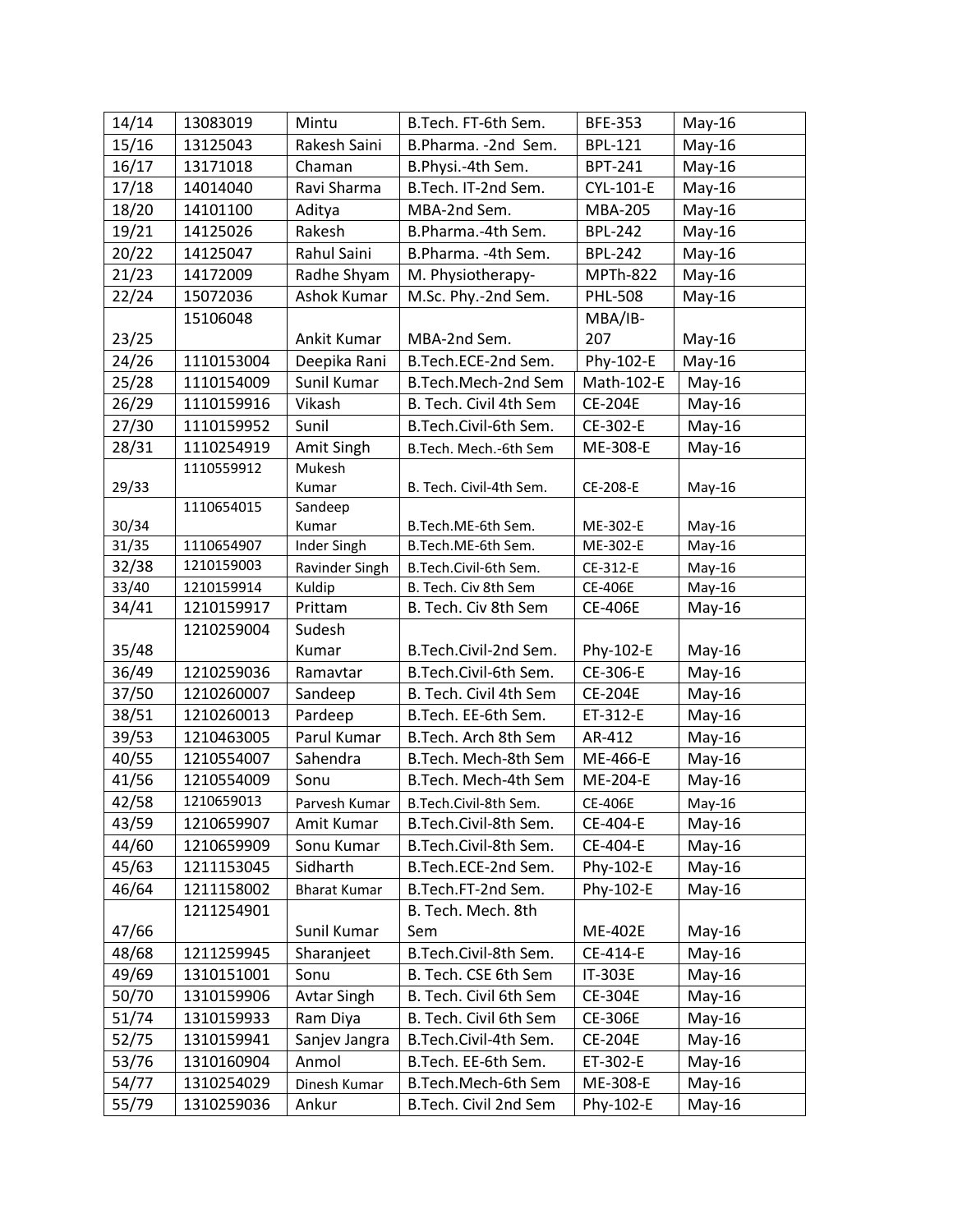| | | | | | |
|---|---|---|---|---|---|
| 14/14 | 13083019 | Mintu | B.Tech. FT-6th Sem. | BFE-353 | May-16 |
| 15/16 | 13125043 | Rakesh Saini | B.Pharma. -2nd Sem. | BPL-121 | May-16 |
| 16/17 | 13171018 | Chaman | B.Physi.-4th Sem. | BPT-241 | May-16 |
| 17/18 | 14014040 | Ravi Sharma | B.Tech. IT-2nd Sem. | CYL-101-E | May-16 |
| 18/20 | 14101100 | Aditya | MBA-2nd Sem. | MBA-205 | May-16 |
| 19/21 | 14125026 | Rakesh | B.Pharma.-4th Sem. | BPL-242 | May-16 |
| 20/22 | 14125047 | Rahul Saini | B.Pharma. -4th Sem. | BPL-242 | May-16 |
| 21/23 | 14172009 | Radhe Shyam | M. Physiotherapy- | MPTh-822 | May-16 |
| 22/24 | 15072036 | Ashok Kumar | M.Sc. Phy.-2nd Sem. | PHL-508 | May-16 |
| 23/25 | 15106048 | Ankit Kumar | MBA-2nd Sem. | MBA/IB-207 | May-16 |
| 24/26 | 1110153004 | Deepika Rani | B.Tech.ECE-2nd Sem. | Phy-102-E | May-16 |
| 25/28 | 1110154009 | Sunil Kumar | B.Tech.Mech-2nd Sem | Math-102-E | May-16 |
| 26/29 | 1110159916 | Vikash | B. Tech. Civil 4th Sem | CE-204E | May-16 |
| 27/30 | 1110159952 | Sunil | B.Tech.Civil-6th Sem. | CE-302-E | May-16 |
| 28/31 | 1110254919 | Amit Singh | B.Tech. Mech.-6th Sem | ME-308-E | May-16 |
| 29/33 | 1110559912 | Mukesh Kumar | B. Tech. Civil-4th Sem. | CE-208-E | May-16 |
| 30/34 | 1110654015 | Sandeep Kumar | B.Tech.ME-6th Sem. | ME-302-E | May-16 |
| 31/35 | 1110654907 | Inder Singh | B.Tech.ME-6th Sem. | ME-302-E | May-16 |
| 32/38 | 1210159003 | Ravinder Singh | B.Tech.Civil-6th Sem. | CE-312-E | May-16 |
| 33/40 | 1210159914 | Kuldip | B. Tech. Civ 8th Sem | CE-406E | May-16 |
| 34/41 | 1210159917 | Prittam | B. Tech. Civ 8th Sem | CE-406E | May-16 |
| 35/48 | 1210259004 | Sudesh Kumar | B.Tech.Civil-2nd Sem. | Phy-102-E | May-16 |
| 36/49 | 1210259036 | Ramavtar | B.Tech.Civil-6th Sem. | CE-306-E | May-16 |
| 37/50 | 1210260007 | Sandeep | B. Tech. Civil 4th Sem | CE-204E | May-16 |
| 38/51 | 1210260013 | Pardeep | B.Tech. EE-6th Sem. | ET-312-E | May-16 |
| 39/53 | 1210463005 | Parul Kumar | B.Tech. Arch 8th Sem | AR-412 | May-16 |
| 40/55 | 1210554007 | Sahendra | B.Tech. Mech-8th Sem | ME-466-E | May-16 |
| 41/56 | 1210554009 | Sonu | B.Tech. Mech-4th Sem | ME-204-E | May-16 |
| 42/58 | 1210659013 | Parvesh Kumar | B.Tech.Civil-8th Sem. | CE-406E | May-16 |
| 43/59 | 1210659907 | Amit Kumar | B.Tech.Civil-8th Sem. | CE-404-E | May-16 |
| 44/60 | 1210659909 | Sonu Kumar | B.Tech.Civil-8th Sem. | CE-404-E | May-16 |
| 45/63 | 1211153045 | Sidharth | B.Tech.ECE-2nd Sem. | Phy-102-E | May-16 |
| 46/64 | 1211158002 | Bharat Kumar | B.Tech.FT-2nd Sem. | Phy-102-E | May-16 |
| 47/66 | 1211254901 | Sunil Kumar | B. Tech. Mech. 8th Sem | ME-402E | May-16 |
| 48/68 | 1211259945 | Sharanjeet | B.Tech.Civil-8th Sem. | CE-414-E | May-16 |
| 49/69 | 1310151001 | Sonu | B. Tech. CSE 6th Sem | IT-303E | May-16 |
| 50/70 | 1310159906 | Avtar Singh | B. Tech. Civil 6th Sem | CE-304E | May-16 |
| 51/74 | 1310159933 | Ram Diya | B. Tech. Civil 6th Sem | CE-306E | May-16 |
| 52/75 | 1310159941 | Sanjev Jangra | B.Tech.Civil-4th Sem. | CE-204E | May-16 |
| 53/76 | 1310160904 | Anmol | B.Tech. EE-6th Sem. | ET-302-E | May-16 |
| 54/77 | 1310254029 | Dinesh Kumar | B.Tech.Mech-6th Sem | ME-308-E | May-16 |
| 55/79 | 1310259036 | Ankur | B.Tech. Civil 2nd Sem | Phy-102-E | May-16 |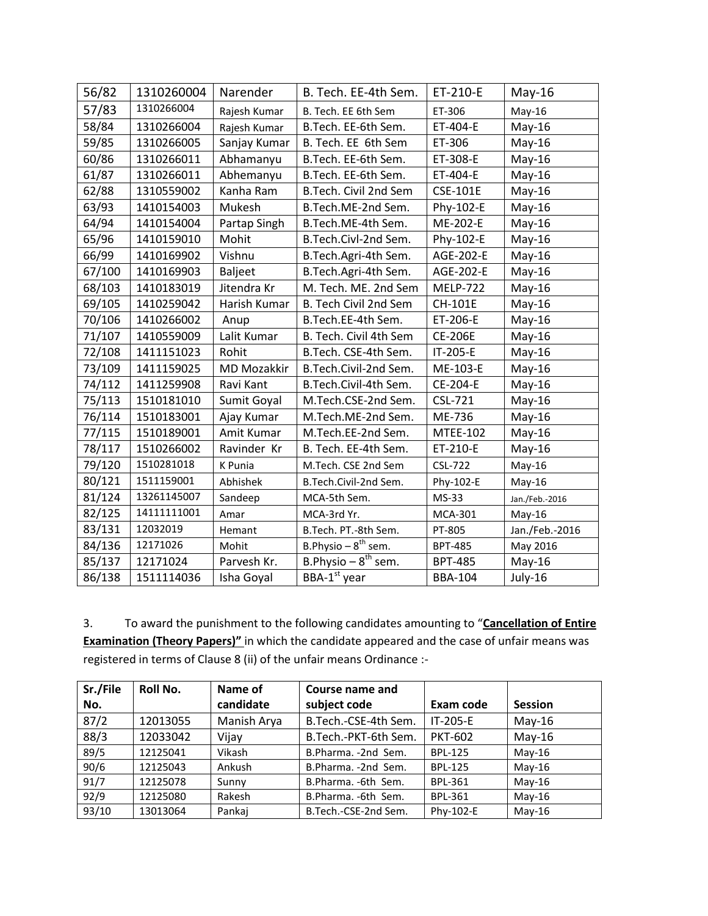| 56/82 | 1310260004 | Narender | B. Tech. EE-4th Sem. | ET-210-E | May-16 |
|---|---|---|---|---|---|
| 57/83 | 1310266004 | Rajesh Kumar | B. Tech. EE 6th Sem | ET-306 | May-16 |
| 58/84 | 1310266004 | Rajesh Kumar | B.Tech. EE-6th Sem. | ET-404-E | May-16 |
| 59/85 | 1310266005 | Sanjay Kumar | B. Tech. EE 6th Sem | ET-306 | May-16 |
| 60/86 | 1310266011 | Abhamanyu | B.Tech. EE-6th Sem. | ET-308-E | May-16 |
| 61/87 | 1310266011 | Abhemanyu | B.Tech. EE-6th Sem. | ET-404-E | May-16 |
| 62/88 | 1310559002 | Kanha Ram | B.Tech. Civil 2nd Sem | CSE-101E | May-16 |
| 63/93 | 1410154003 | Mukesh | B.Tech.ME-2nd Sem. | Phy-102-E | May-16 |
| 64/94 | 1410154004 | Partap Singh | B.Tech.ME-4th Sem. | ME-202-E | May-16 |
| 65/96 | 1410159010 | Mohit | B.Tech.Civl-2nd Sem. | Phy-102-E | May-16 |
| 66/99 | 1410169902 | Vishnu | B.Tech.Agri-4th Sem. | AGE-202-E | May-16 |
| 67/100 | 1410169903 | Baljeet | B.Tech.Agri-4th Sem. | AGE-202-E | May-16 |
| 68/103 | 1410183019 | Jitendra Kr | M. Tech. ME. 2nd Sem | MELP-722 | May-16 |
| 69/105 | 1410259042 | Harish Kumar | B. Tech Civil 2nd Sem | CH-101E | May-16 |
| 70/106 | 1410266002 | Anup | B.Tech.EE-4th Sem. | ET-206-E | May-16 |
| 71/107 | 1410559009 | Lalit Kumar | B. Tech. Civil 4th Sem | CE-206E | May-16 |
| 72/108 | 1411151023 | Rohit | B.Tech. CSE-4th Sem. | IT-205-E | May-16 |
| 73/109 | 1411159025 | MD Mozakkir | B.Tech.Civil-2nd Sem. | ME-103-E | May-16 |
| 74/112 | 1411259908 | Ravi Kant | B.Tech.Civil-4th Sem. | CE-204-E | May-16 |
| 75/113 | 1510181010 | Sumit Goyal | M.Tech.CSE-2nd Sem. | CSL-721 | May-16 |
| 76/114 | 1510183001 | Ajay Kumar | M.Tech.ME-2nd Sem. | ME-736 | May-16 |
| 77/115 | 1510189001 | Amit Kumar | M.Tech.EE-2nd Sem. | MTEE-102 | May-16 |
| 78/117 | 1510266002 | Ravinder Kr | B. Tech. EE-4th Sem. | ET-210-E | May-16 |
| 79/120 | 1510281018 | K Punia | M.Tech. CSE 2nd Sem | CSL-722 | May-16 |
| 80/121 | 1511159001 | Abhishek | B.Tech.Civil-2nd Sem. | Phy-102-E | May-16 |
| 81/124 | 13261145007 | Sandeep | MCA-5th Sem. | MS-33 | Jan./Feb.-2016 |
| 82/125 | 14111111001 | Amar | MCA-3rd Yr. | MCA-301 | May-16 |
| 83/131 | 12032019 | Hemant | B.Tech. PT.-8th Sem. | PT-805 | Jan./Feb.-2016 |
| 84/136 | 12171026 | Mohit | B.Physio – 8th sem. | BPT-485 | May 2016 |
| 85/137 | 12171024 | Parvesh Kr. | B.Physio – 8th sem. | BPT-485 | May-16 |
| 86/138 | 1511114036 | Isha Goyal | BBA-1st year | BBA-104 | July-16 |

3. To award the punishment to the following candidates amounting to "**Cancellation of Entire Examination (Theory Papers)"** in which the candidate appeared and the case of unfair means was registered in terms of Clause 8 (ii) of the unfair means Ordinance :-

| Sr./File No. | Roll No. | Name of candidate | Course name and subject code | Exam code | Session |
|---|---|---|---|---|---|
| 87/2 | 12013055 | Manish Arya | B.Tech.-CSE-4th Sem. | IT-205-E | May-16 |
| 88/3 | 12033042 | Vijay | B.Tech.-PKT-6th Sem. | PKT-602 | May-16 |
| 89/5 | 12125041 | Vikash | B.Pharma. -2nd Sem. | BPL-125 | May-16 |
| 90/6 | 12125043 | Ankush | B.Pharma. -2nd Sem. | BPL-125 | May-16 |
| 91/7 | 12125078 | Sunny | B.Pharma. -6th Sem. | BPL-361 | May-16 |
| 92/9 | 12125080 | Rakesh | B.Pharma. -6th Sem. | BPL-361 | May-16 |
| 93/10 | 13013064 | Pankaj | B.Tech.-CSE-2nd Sem. | Phy-102-E | May-16 |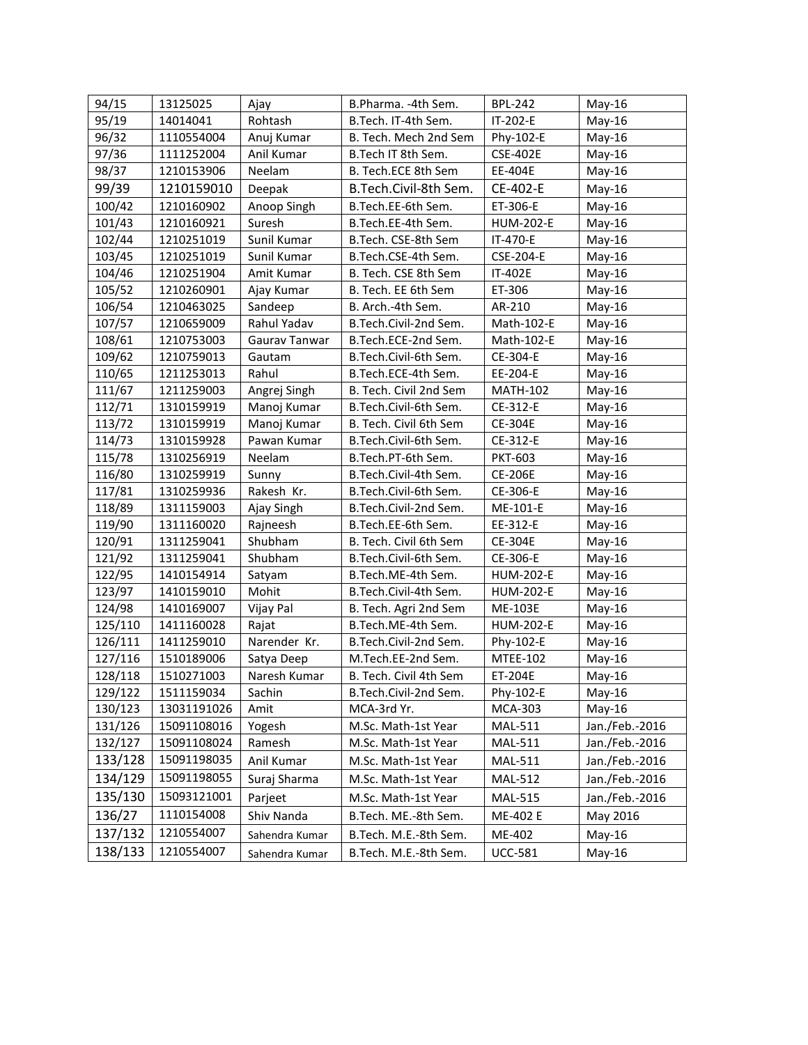| | | | | | |
|---|---|---|---|---|---|
| 94/15 | 13125025 | Ajay | B.Pharma. -4th Sem. | BPL-242 | May-16 |
| 95/19 | 14014041 | Rohtash | B.Tech. IT-4th Sem. | IT-202-E | May-16 |
| 96/32 | 1110554004 | Anuj Kumar | B. Tech. Mech 2nd Sem | Phy-102-E | May-16 |
| 97/36 | 1111252004 | Anil Kumar | B.Tech IT 8th Sem. | CSE-402E | May-16 |
| 98/37 | 1210153906 | Neelam | B. Tech.ECE 8th Sem | EE-404E | May-16 |
| 99/39 | 1210159010 | Deepak | B.Tech.Civil-8th Sem. | CE-402-E | May-16 |
| 100/42 | 1210160902 | Anoop Singh | B.Tech.EE-6th Sem. | ET-306-E | May-16 |
| 101/43 | 1210160921 | Suresh | B.Tech.EE-4th Sem. | HUM-202-E | May-16 |
| 102/44 | 1210251019 | Sunil Kumar | B.Tech. CSE-8th Sem | IT-470-E | May-16 |
| 103/45 | 1210251019 | Sunil Kumar | B.Tech.CSE-4th Sem. | CSE-204-E | May-16 |
| 104/46 | 1210251904 | Amit Kumar | B. Tech. CSE 8th Sem | IT-402E | May-16 |
| 105/52 | 1210260901 | Ajay Kumar | B. Tech. EE 6th Sem | ET-306 | May-16 |
| 106/54 | 1210463025 | Sandeep | B. Arch.-4th Sem. | AR-210 | May-16 |
| 107/57 | 1210659009 | Rahul Yadav | B.Tech.Civil-2nd Sem. | Math-102-E | May-16 |
| 108/61 | 1210753003 | Gaurav Tanwar | B.Tech.ECE-2nd Sem. | Math-102-E | May-16 |
| 109/62 | 1210759013 | Gautam | B.Tech.Civil-6th Sem. | CE-304-E | May-16 |
| 110/65 | 1211253013 | Rahul | B.Tech.ECE-4th Sem. | EE-204-E | May-16 |
| 111/67 | 1211259003 | Angrej Singh | B. Tech. Civil 2nd Sem | MATH-102 | May-16 |
| 112/71 | 1310159919 | Manoj Kumar | B.Tech.Civil-6th Sem. | CE-312-E | May-16 |
| 113/72 | 1310159919 | Manoj Kumar | B. Tech. Civil 6th Sem | CE-304E | May-16 |
| 114/73 | 1310159928 | Pawan Kumar | B.Tech.Civil-6th Sem. | CE-312-E | May-16 |
| 115/78 | 1310256919 | Neelam | B.Tech.PT-6th Sem. | PKT-603 | May-16 |
| 116/80 | 1310259919 | Sunny | B.Tech.Civil-4th Sem. | CE-206E | May-16 |
| 117/81 | 1310259936 | Rakesh Kr. | B.Tech.Civil-6th Sem. | CE-306-E | May-16 |
| 118/89 | 1311159003 | Ajay Singh | B.Tech.Civil-2nd Sem. | ME-101-E | May-16 |
| 119/90 | 1311160020 | Rajneesh | B.Tech.EE-6th Sem. | EE-312-E | May-16 |
| 120/91 | 1311259041 | Shubham | B. Tech. Civil 6th Sem | CE-304E | May-16 |
| 121/92 | 1311259041 | Shubham | B.Tech.Civil-6th Sem. | CE-306-E | May-16 |
| 122/95 | 1410154914 | Satyam | B.Tech.ME-4th Sem. | HUM-202-E | May-16 |
| 123/97 | 1410159010 | Mohit | B.Tech.Civil-4th Sem. | HUM-202-E | May-16 |
| 124/98 | 1410169007 | Vijay Pal | B. Tech. Agri 2nd Sem | ME-103E | May-16 |
| 125/110 | 1411160028 | Rajat | B.Tech.ME-4th Sem. | HUM-202-E | May-16 |
| 126/111 | 1411259010 | Narender Kr. | B.Tech.Civil-2nd Sem. | Phy-102-E | May-16 |
| 127/116 | 1510189006 | Satya Deep | M.Tech.EE-2nd Sem. | MTEE-102 | May-16 |
| 128/118 | 1510271003 | Naresh Kumar | B. Tech. Civil 4th Sem | ET-204E | May-16 |
| 129/122 | 1511159034 | Sachin | B.Tech.Civil-2nd Sem. | Phy-102-E | May-16 |
| 130/123 | 13031191026 | Amit | MCA-3rd Yr. | MCA-303 | May-16 |
| 131/126 | 15091108016 | Yogesh | M.Sc. Math-1st Year | MAL-511 | Jan./Feb.-2016 |
| 132/127 | 15091108024 | Ramesh | M.Sc. Math-1st Year | MAL-511 | Jan./Feb.-2016 |
| 133/128 | 15091198035 | Anil Kumar | M.Sc. Math-1st Year | MAL-511 | Jan./Feb.-2016 |
| 134/129 | 15091198055 | Suraj Sharma | M.Sc. Math-1st Year | MAL-512 | Jan./Feb.-2016 |
| 135/130 | 15093121001 | Parjeet | M.Sc. Math-1st Year | MAL-515 | Jan./Feb.-2016 |
| 136/27 | 1110154008 | Shiv Nanda | B.Tech. ME.-8th Sem. | ME-402 E | May 2016 |
| 137/132 | 1210554007 | Sahendra Kumar | B.Tech. M.E.-8th Sem. | ME-402 | May-16 |
| 138/133 | 1210554007 | Sahendra Kumar | B.Tech. M.E.-8th Sem. | UCC-581 | May-16 |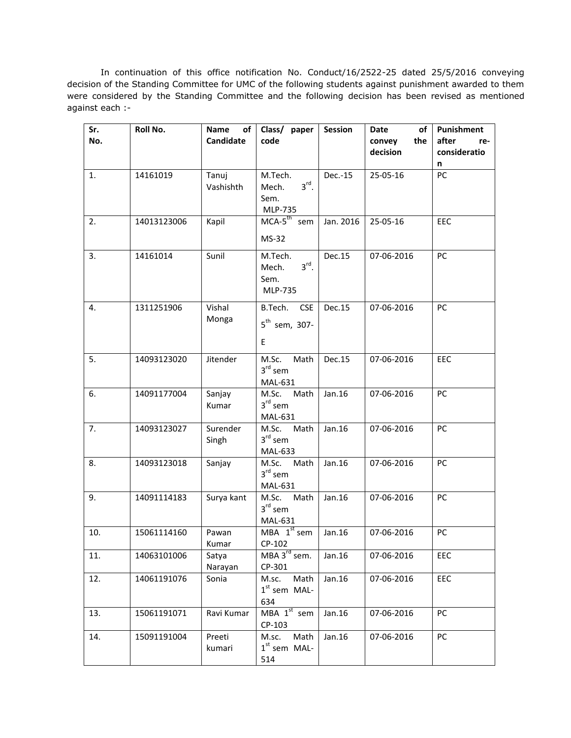In continuation of this office notification No. Conduct/16/2522-25 dated 25/5/2016 conveying decision of the Standing Committee for UMC of the following students against punishment awarded to them were considered by the Standing Committee and the following decision has been revised as mentioned against each :-

| Sr. No. | Roll No. | Name of Candidate | Class/ paper code | Session | Date of convey the decision | Punishment after re-consideration |
|---|---|---|---|---|---|---|
| 1. | 14161019 | Tanuj Vashishth | M.Tech. Mech. 3rd. Sem. MLP-735 | Dec.-15 | 25-05-16 | PC |
| 2. | 14013123006 | Kapil | MCA-5th sem MS-32 | Jan. 2016 | 25-05-16 | EEC |
| 3. | 14161014 | Sunil | M.Tech. Mech. 3rd. Sem. MLP-735 | Dec.15 | 07-06-2016 | PC |
| 4. | 1311251906 | Vishal Monga | B.Tech. CSE 5th sem, 307-E | Dec.15 | 07-06-2016 | PC |
| 5. | 14093123020 | Jitender | M.Sc. Math 3rd sem MAL-631 | Dec.15 | 07-06-2016 | EEC |
| 6. | 14091177004 | Sanjay Kumar | M.Sc. Math 3rd sem MAL-631 | Jan.16 | 07-06-2016 | PC |
| 7. | 14093123027 | Surender Singh | M.Sc. Math 3rd sem MAL-633 | Jan.16 | 07-06-2016 | PC |
| 8. | 14093123018 | Sanjay | M.Sc. Math 3rd sem MAL-631 | Jan.16 | 07-06-2016 | PC |
| 9. | 14091114183 | Surya kant | M.Sc. Math 3rd sem MAL-631 | Jan.16 | 07-06-2016 | PC |
| 10. | 15061114160 | Pawan Kumar | MBA 1st sem CP-102 | Jan.16 | 07-06-2016 | PC |
| 11. | 14063101006 | Satya Narayan | MBA 3rd sem. CP-301 | Jan.16 | 07-06-2016 | EEC |
| 12. | 14061191076 | Sonia | M.sc. Math 1st sem MAL-634 | Jan.16 | 07-06-2016 | EEC |
| 13. | 15061191071 | Ravi Kumar | MBA 1st sem CP-103 | Jan.16 | 07-06-2016 | PC |
| 14. | 15091191004 | Preeti kumari | M.sc. Math 1st sem MAL-514 | Jan.16 | 07-06-2016 | PC |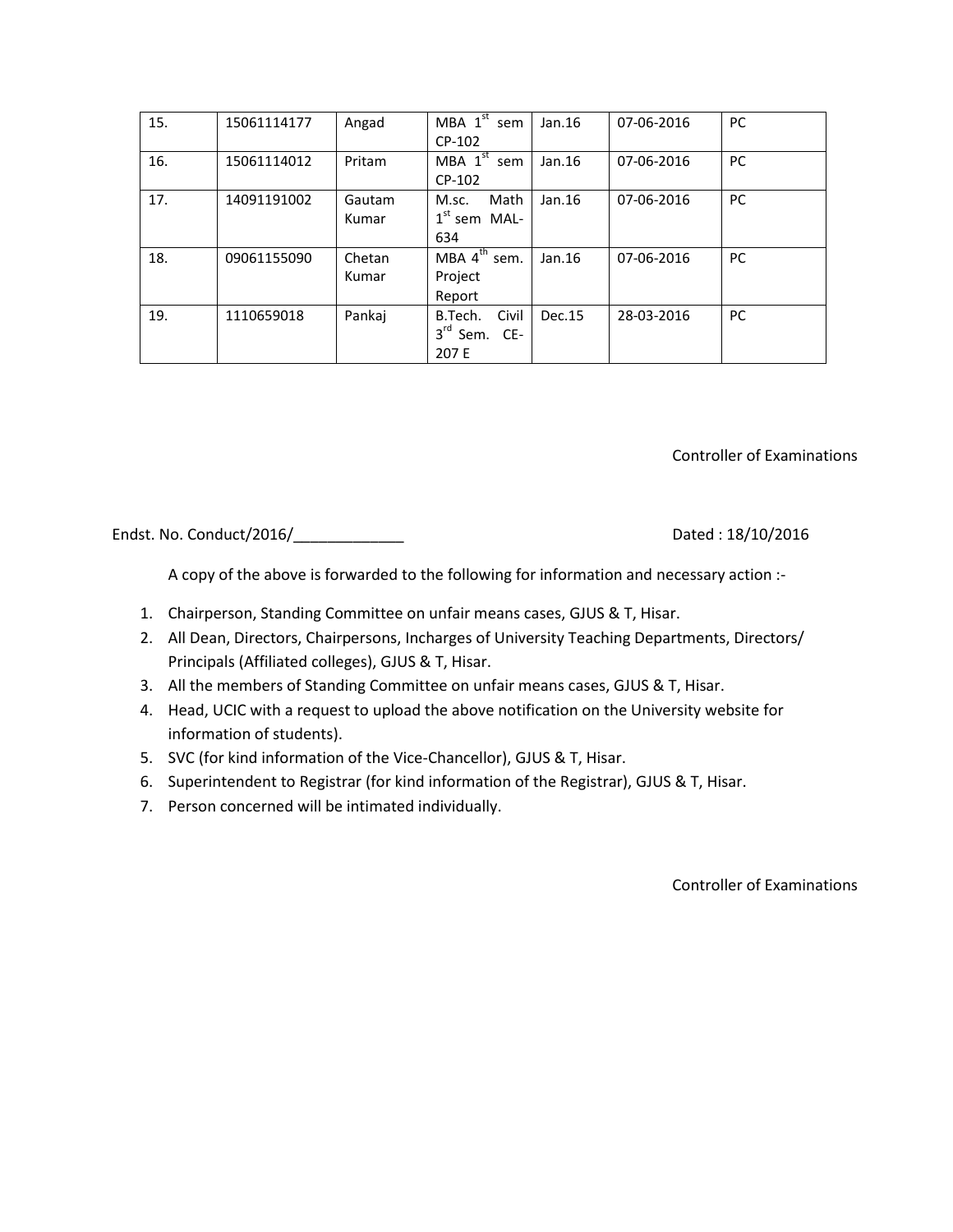| | | | | | | |
|---|---|---|---|---|---|---|
| 15. | 15061114177 | Angad | MBA 1st sem CP-102 | Jan.16 | 07-06-2016 | PC |
| 16. | 15061114012 | Pritam | MBA 1st sem CP-102 | Jan.16 | 07-06-2016 | PC |
| 17. | 14091191002 | Gautam Kumar | M.sc. Math 1st sem MAL-634 | Jan.16 | 07-06-2016 | PC |
| 18. | 09061155090 | Chetan Kumar | MBA 4th sem. Project Report | Jan.16 | 07-06-2016 | PC |
| 19. | 1110659018 | Pankaj | B.Tech. Civil 3rd Sem. CE-207 E | Dec.15 | 28-03-2016 | PC |

Controller of Examinations

Endst. No. Conduct/2016/_____________ Dated : 18/10/2016

A copy of the above is forwarded to the following for information and necessary action :-

1. Chairperson, Standing Committee on unfair means cases, GJUS & T, Hisar.
2. All Dean, Directors, Chairpersons, Incharges of University Teaching Departments, Directors/ Principals (Affiliated colleges), GJUS & T, Hisar.
3. All the members of Standing Committee on unfair means cases, GJUS & T, Hisar.
4. Head, UCIC with a request to upload the above notification on the University website for information of students).
5. SVC (for kind information of the Vice-Chancellor), GJUS & T, Hisar.
6. Superintendent to Registrar (for kind information of the Registrar), GJUS & T, Hisar.
7. Person concerned will be intimated individually.

Controller of Examinations